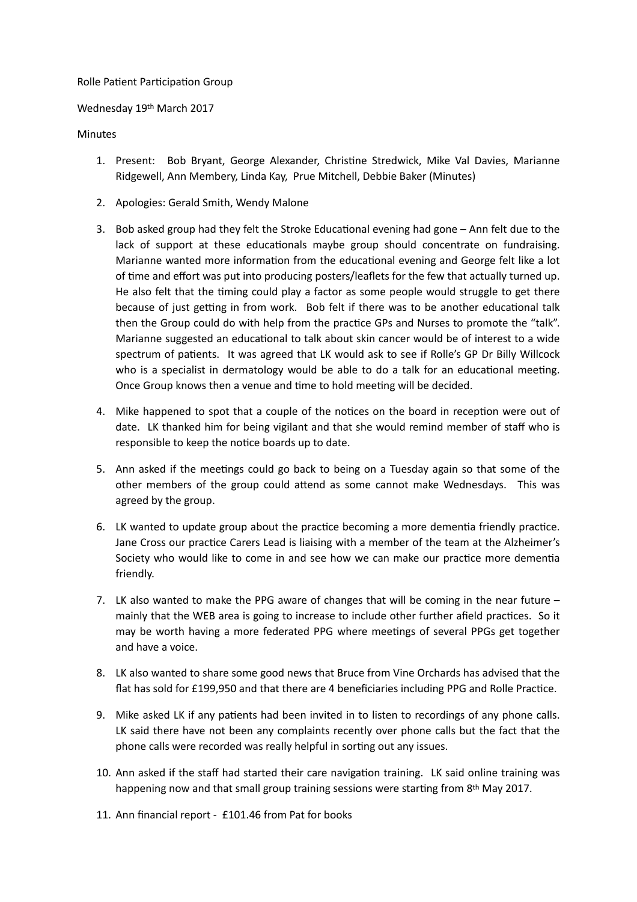Rolle Patient Participation Group

Wednesday 19th March 2017

Minutes

1. Present: Bob Bryant, George Alexander, Christine Stredwick, Mike Val Davies, Marianne Ridgewell, Ann Membery, Linda Kay, Prue Mitchell, Debbie Baker (Minutes)

2. Apologies: Gerald Smith, Wendy Malone

3. Bob asked group had they felt the Stroke Educational evening had gone – Ann felt due to the lack of support at these educationals maybe group should concentrate on fundraising. Marianne wanted more information from the educational evening and George felt like a lot of time and effort was put into producing posters/leaflets for the few that actually turned up. He also felt that the timing could play a factor as some people would struggle to get there because of just getting in from work. Bob felt if there was to be another educational talk then the Group could do with help from the practice GPs and Nurses to promote the "talk". Marianne suggested an educational to talk about skin cancer would be of interest to a wide spectrum of patients. It was agreed that LK would ask to see if Rolle's GP Dr Billy Willcock who is a specialist in dermatology would be able to do a talk for an educational meeting. Once Group knows then a venue and time to hold meeting will be decided.

4. Mike happened to spot that a couple of the notices on the board in reception were out of date. LK thanked him for being vigilant and that she would remind member of staff who is responsible to keep the notice boards up to date.

5. Ann asked if the meetings could go back to being on a Tuesday again so that some of the other members of the group could attend as some cannot make Wednesdays. This was agreed by the group.

6. LK wanted to update group about the practice becoming a more dementia friendly practice. Jane Cross our practice Carers Lead is liaising with a member of the team at the Alzheimer's Society who would like to come in and see how we can make our practice more dementia friendly.

7. LK also wanted to make the PPG aware of changes that will be coming in the near future – mainly that the WEB area is going to increase to include other further afield practices. So it may be worth having a more federated PPG where meetings of several PPGs get together and have a voice.

8. LK also wanted to share some good news that Bruce from Vine Orchards has advised that the flat has sold for £199,950 and that there are 4 beneficiaries including PPG and Rolle Practice.

9. Mike asked LK if any patients had been invited in to listen to recordings of any phone calls. LK said there have not been any complaints recently over phone calls but the fact that the phone calls were recorded was really helpful in sorting out any issues.

10. Ann asked if the staff had started their care navigation training. LK said online training was happening now and that small group training sessions were starting from 8th May 2017.

11. Ann financial report - £101.46 from Pat for books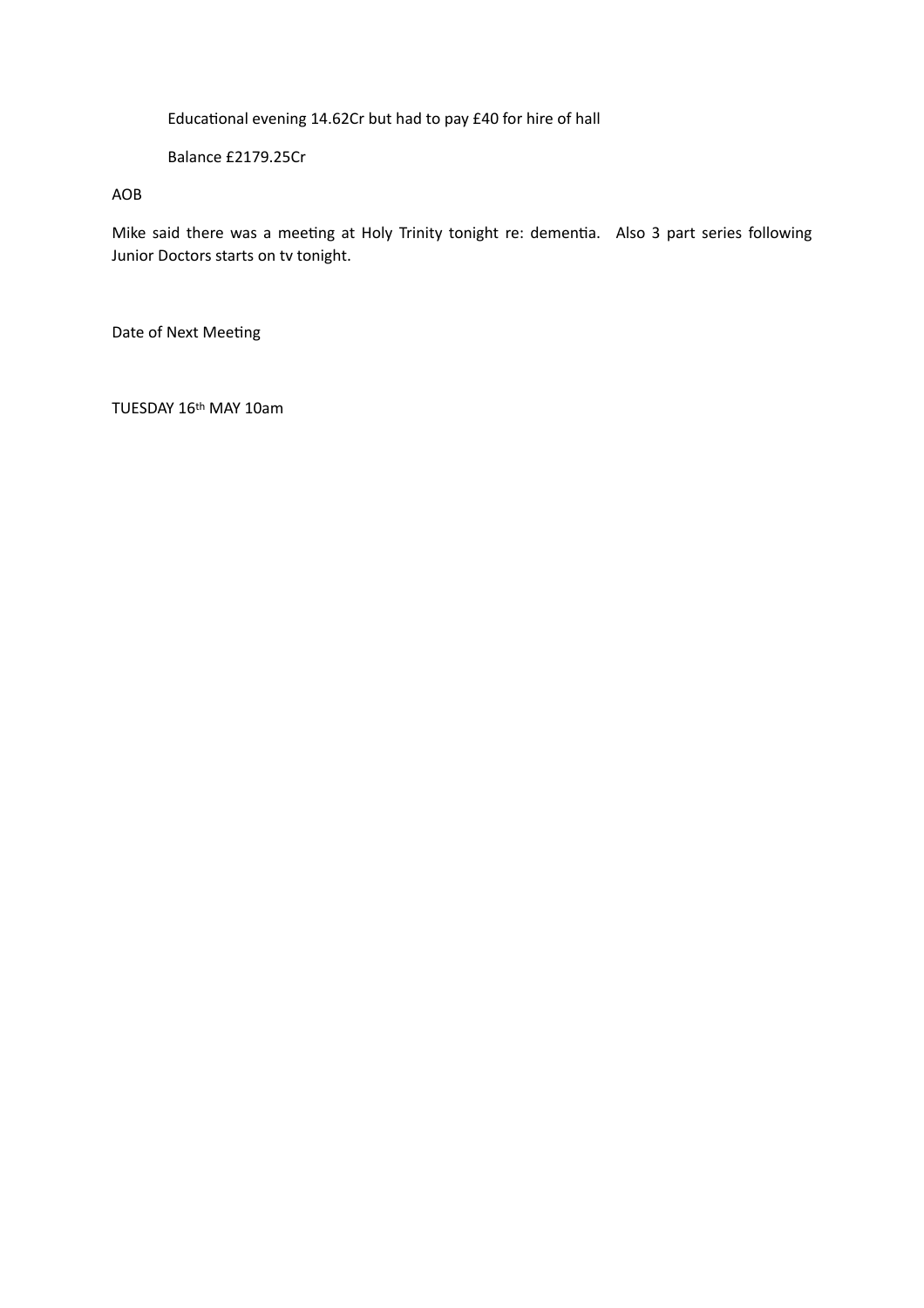Educational evening 14.62Cr but had to pay £40 for hire of hall

Balance £2179.25Cr

AOB

Mike said there was a meeting at Holy Trinity tonight re: dementia. Also 3 part series following Junior Doctors starts on tv tonight.

Date of Next Meeting

TUESDAY 16th MAY 10am